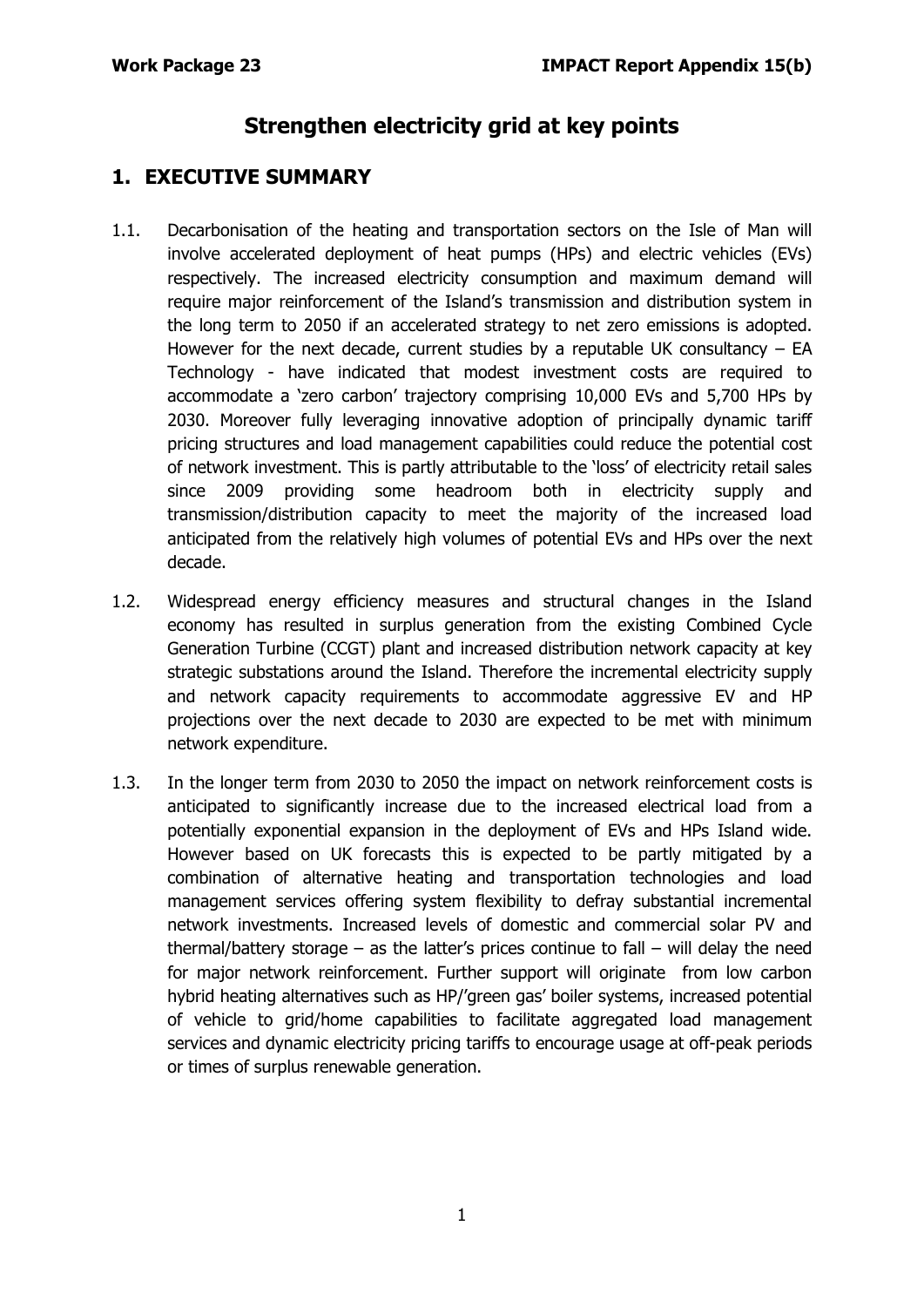# Strengthen electricity grid at key points

## 1. EXECUTIVE SUMMARY

1.1. Decarbonisation of the heating and transportation sectors on the Isle of Man will involve accelerated deployment of heat pumps (HPs) and electric vehicles (EVs) respectively. The increased electricity consumption and maximum demand will require major reinforcement of the Island's transmission and distribution system in the long term to 2050 if an accelerated strategy to net zero emissions is adopted. However for the next decade, current studies by a reputable UK consultancy – EA Technology - have indicated that modest investment costs are required to accommodate a 'zero carbon' trajectory comprising 10,000 EVs and 5,700 HPs by 2030. Moreover fully leveraging innovative adoption of principally dynamic tariff pricing structures and load management capabilities could reduce the potential cost of network investment. This is partly attributable to the 'loss' of electricity retail sales since 2009 providing some headroom both in electricity supply and transmission/distribution capacity to meet the majority of the increased load anticipated from the relatively high volumes of potential EVs and HPs over the next decade.

1.2. Widespread energy efficiency measures and structural changes in the Island economy has resulted in surplus generation from the existing Combined Cycle Generation Turbine (CCGT) plant and increased distribution network capacity at key strategic substations around the Island. Therefore the incremental electricity supply and network capacity requirements to accommodate aggressive EV and HP projections over the next decade to 2030 are expected to be met with minimum network expenditure.

1.3. In the longer term from 2030 to 2050 the impact on network reinforcement costs is anticipated to significantly increase due to the increased electrical load from a potentially exponential expansion in the deployment of EVs and HPs Island wide. However based on UK forecasts this is expected to be partly mitigated by a combination of alternative heating and transportation technologies and load management services offering system flexibility to defray substantial incremental network investments. Increased levels of domestic and commercial solar PV and thermal/battery storage – as the latter's prices continue to fall – will delay the need for major network reinforcement. Further support will originate from low carbon hybrid heating alternatives such as HP/'green gas' boiler systems, increased potential of vehicle to grid/home capabilities to facilitate aggregated load management services and dynamic electricity pricing tariffs to encourage usage at off-peak periods or times of surplus renewable generation.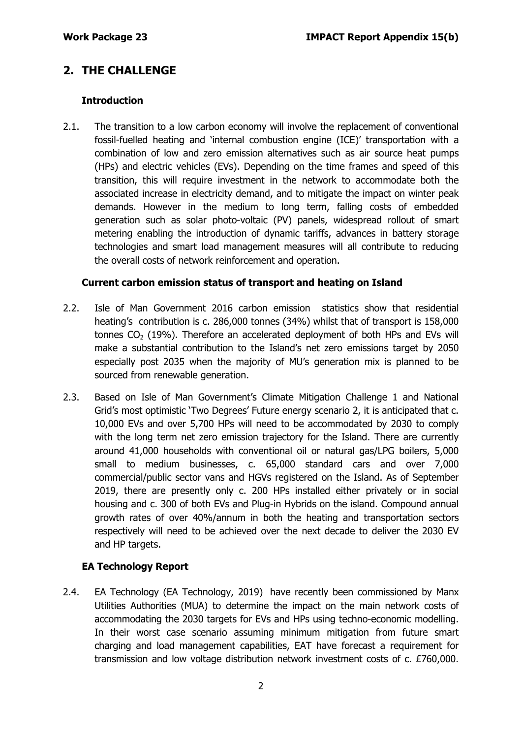## 2. THE CHALLENGE

### Introduction

2.1. The transition to a low carbon economy will involve the replacement of conventional fossil-fuelled heating and 'internal combustion engine (ICE)' transportation with a combination of low and zero emission alternatives such as air source heat pumps (HPs) and electric vehicles (EVs). Depending on the time frames and speed of this transition, this will require investment in the network to accommodate both the associated increase in electricity demand, and to mitigate the impact on winter peak demands. However in the medium to long term, falling costs of embedded generation such as solar photo-voltaic (PV) panels, widespread rollout of smart metering enabling the introduction of dynamic tariffs, advances in battery storage technologies and smart load management measures will all contribute to reducing the overall costs of network reinforcement and operation.

### Current carbon emission status of transport and heating on Island

2.2. Isle of Man Government 2016 carbon emission statistics show that residential heating's contribution is c. 286,000 tonnes (34%) whilst that of transport is 158,000 tonnes $CO_2$ (19%). Therefore an accelerated deployment of both HPs and EVs will make a substantial contribution to the Island's net zero emissions target by 2050 especially post 2035 when the majority of MU's generation mix is planned to be sourced from renewable generation.

2.3. Based on Isle of Man Government's Climate Mitigation Challenge 1 and National Grid's most optimistic 'Two Degrees' Future energy scenario 2, it is anticipated that c. 10,000 EVs and over 5,700 HPs will need to be accommodated by 2030 to comply with the long term net zero emission trajectory for the Island. There are currently around 41,000 households with conventional oil or natural gas/LPG boilers, 5,000 small to medium businesses, c. 65,000 standard cars and over 7,000 commercial/public sector vans and HGVs registered on the Island. As of September 2019, there are presently only c. 200 HPs installed either privately or in social housing and c. 300 of both EVs and Plug-in Hybrids on the island. Compound annual growth rates of over 40%/annum in both the heating and transportation sectors respectively will need to be achieved over the next decade to deliver the 2030 EV and HP targets.

### EA Technology Report

2.4. EA Technology (EA Technology, 2019) have recently been commissioned by Manx Utilities Authorities (MUA) to determine the impact on the main network costs of accommodating the 2030 targets for EVs and HPs using techno-economic modelling. In their worst case scenario assuming minimum mitigation from future smart charging and load management capabilities, EAT have forecast a requirement for transmission and low voltage distribution network investment costs of c. £760,000.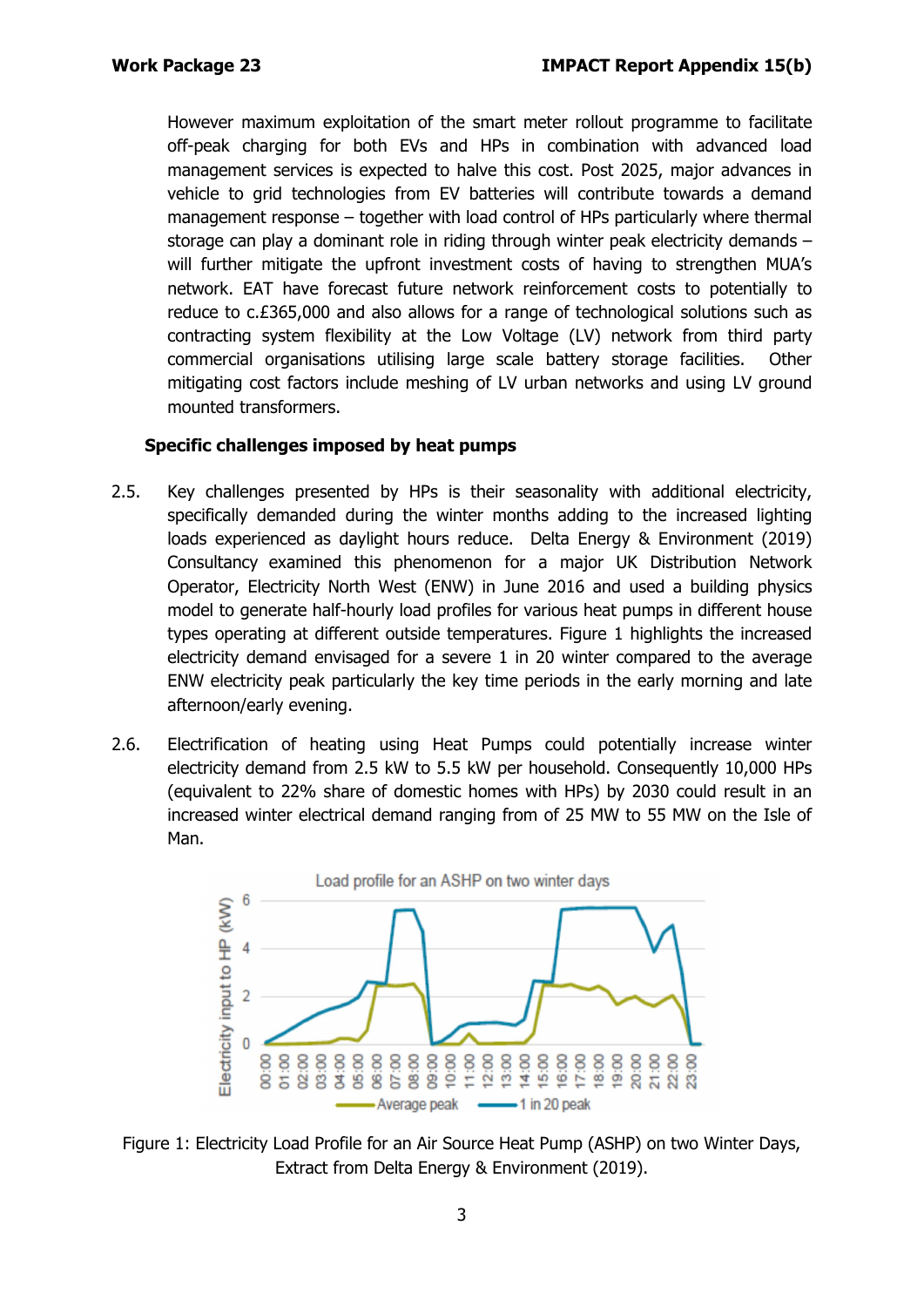However maximum exploitation of the smart meter rollout programme to facilitate off-peak charging for both EVs and HPs in combination with advanced load management services is expected to halve this cost. Post 2025, major advances in vehicle to grid technologies from EV batteries will contribute towards a demand management response – together with load control of HPs particularly where thermal storage can play a dominant role in riding through winter peak electricity demands – will further mitigate the upfront investment costs of having to strengthen MUA's network. EAT have forecast future network reinforcement costs to potentially to reduce to c.£365,000 and also allows for a range of technological solutions such as contracting system flexibility at the Low Voltage (LV) network from third party commercial organisations utilising large scale battery storage facilities. Other mitigating cost factors include meshing of LV urban networks and using LV ground mounted transformers.

**Specific challenges imposed by heat pumps**

2.5. Key challenges presented by HPs is their seasonality with additional electricity, specifically demanded during the winter months adding to the increased lighting loads experienced as daylight hours reduce. Delta Energy & Environment (2019) Consultancy examined this phenomenon for a major UK Distribution Network Operator, Electricity North West (ENW) in June 2016 and used a building physics model to generate half-hourly load profiles for various heat pumps in different house types operating at different outside temperatures. Figure 1 highlights the increased electricity demand envisaged for a severe 1 in 20 winter compared to the average ENW electricity peak particularly the key time periods in the early morning and late afternoon/early evening.

2.6. Electrification of heating using Heat Pumps could potentially increase winter electricity demand from 2.5 kW to 5.5 kW per household. Consequently 10,000 HPs (equivalent to 22% share of domestic homes with HPs) by 2030 could result in an increased winter electrical demand ranging from of 25 MW to 55 MW on the Isle of Man.

Figure 1: Electricity Load Profile for an Air Source Heat Pump (ASHP) on two Winter Days, Extract from Delta Energy & Environment (2019).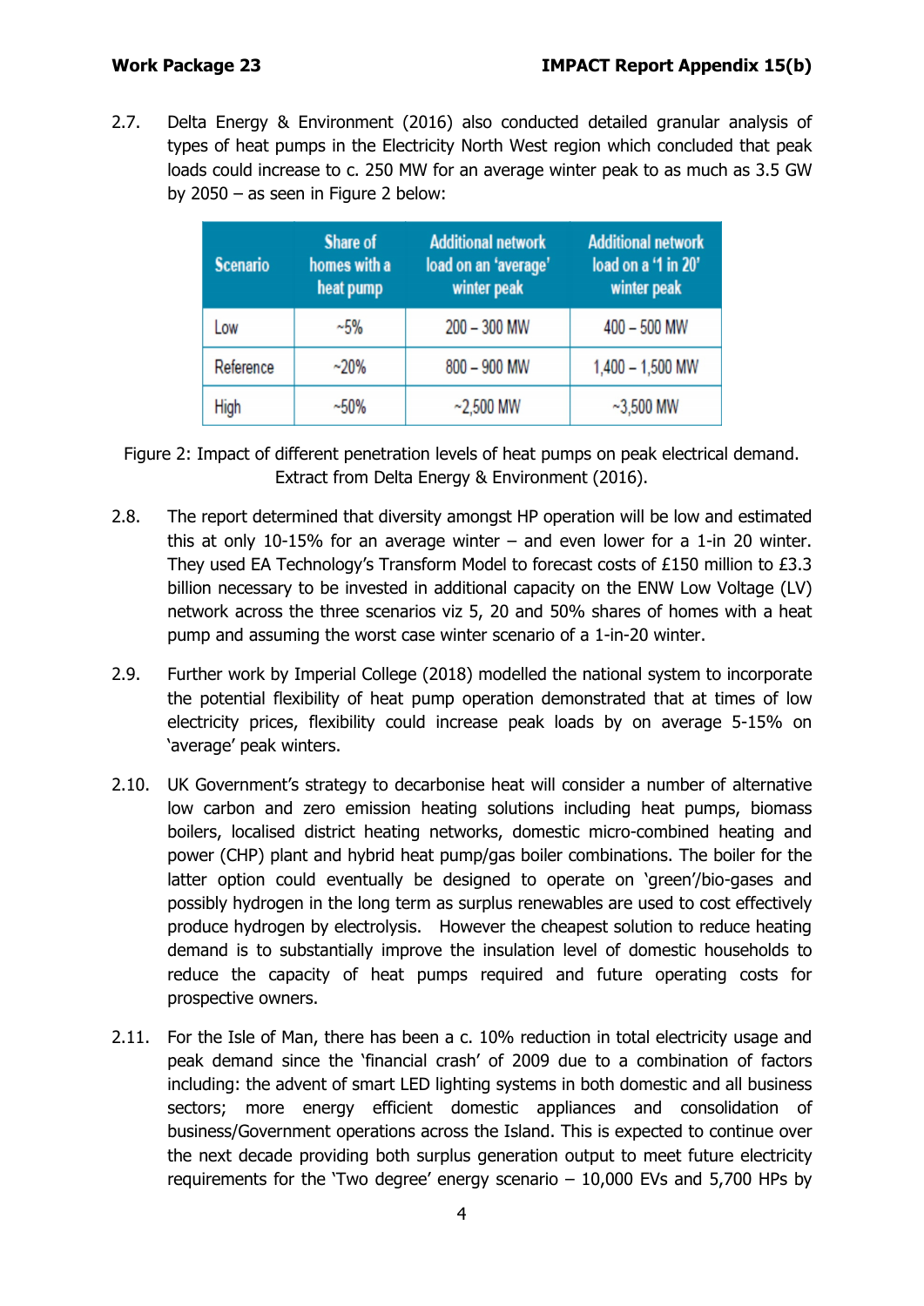2.7. Delta Energy & Environment (2016) also conducted detailed granular analysis of types of heat pumps in the Electricity North West region which concluded that peak loads could increase to c. 250 MW for an average winter peak to as much as 3.5 GW by 2050 – as seen in Figure 2 below:

| Scenario | Share of homes with a heat pump | Additional network load on an 'average' winter peak | Additional network load on a '1 in 20' winter peak |
|---|---|---|---|
| Low | ~5% | 200 – 300 MW | 400 – 500 MW |
| Reference | ~20% | 800 – 900 MW | 1,400 – 1,500 MW |
| High | ~50% | ~2,500 MW | ~3,500 MW |

Figure 2: Impact of different penetration levels of heat pumps on peak electrical demand. Extract from Delta Energy & Environment (2016).

2.8. The report determined that diversity amongst HP operation will be low and estimated this at only 10-15% for an average winter – and even lower for a 1-in 20 winter. They used EA Technology's Transform Model to forecast costs of £150 million to £3.3 billion necessary to be invested in additional capacity on the ENW Low Voltage (LV) network across the three scenarios viz 5, 20 and 50% shares of homes with a heat pump and assuming the worst case winter scenario of a 1-in-20 winter.

2.9. Further work by Imperial College (2018) modelled the national system to incorporate the potential flexibility of heat pump operation demonstrated that at times of low electricity prices, flexibility could increase peak loads by on average 5-15% on 'average' peak winters.

2.10. UK Government's strategy to decarbonise heat will consider a number of alternative low carbon and zero emission heating solutions including heat pumps, biomass boilers, localised district heating networks, domestic micro-combined heating and power (CHP) plant and hybrid heat pump/gas boiler combinations. The boiler for the latter option could eventually be designed to operate on 'green'/bio-gases and possibly hydrogen in the long term as surplus renewables are used to cost effectively produce hydrogen by electrolysis. However the cheapest solution to reduce heating demand is to substantially improve the insulation level of domestic households to reduce the capacity of heat pumps required and future operating costs for prospective owners.

2.11. For the Isle of Man, there has been a c. 10% reduction in total electricity usage and peak demand since the 'financial crash' of 2009 due to a combination of factors including: the advent of smart LED lighting systems in both domestic and all business sectors; more energy efficient domestic appliances and consolidation of business/Government operations across the Island. This is expected to continue over the next decade providing both surplus generation output to meet future electricity requirements for the 'Two degree' energy scenario – 10,000 EVs and 5,700 HPs by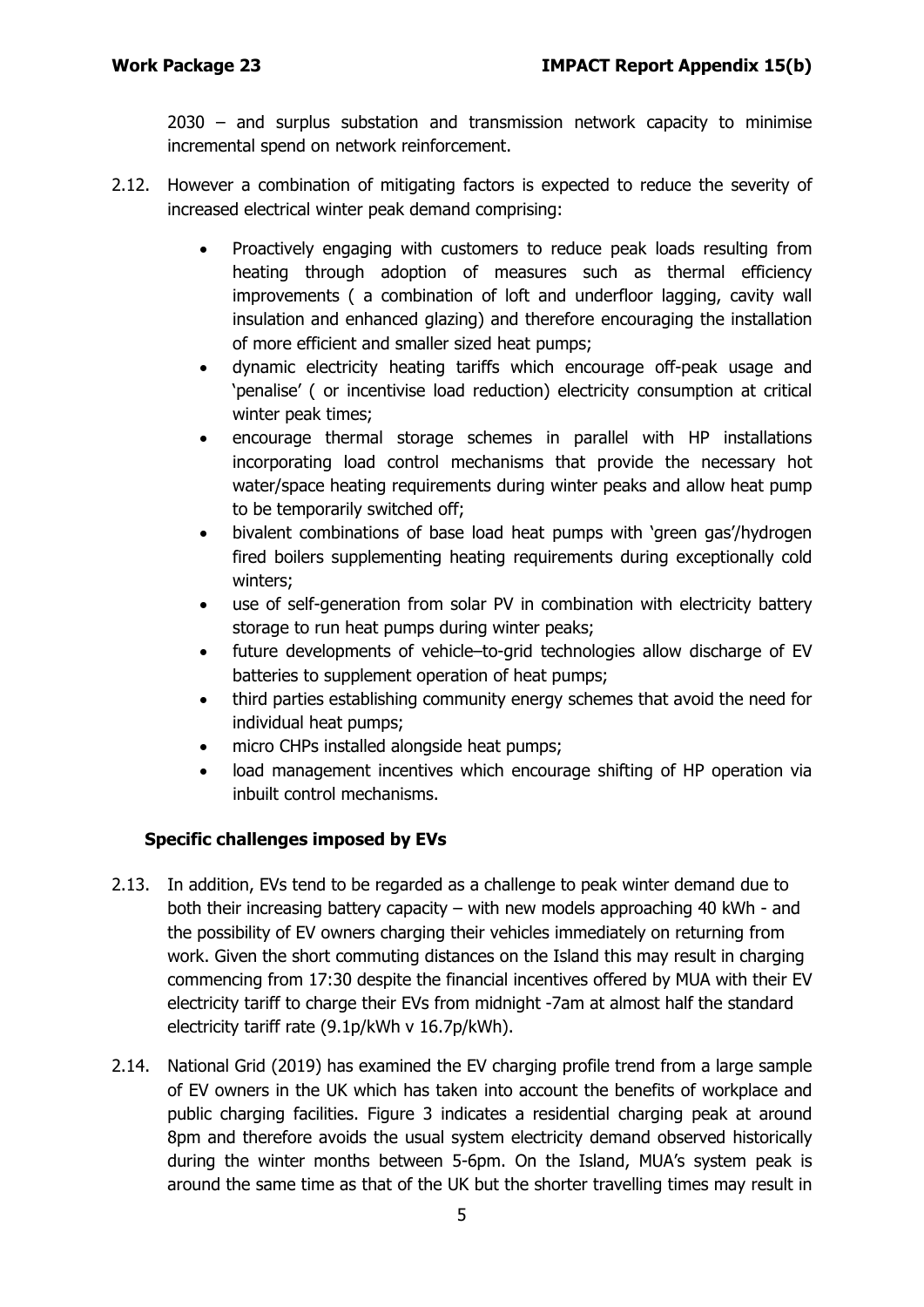2030 – and surplus substation and transmission network capacity to minimise incremental spend on network reinforcement.

2.12. However a combination of mitigating factors is expected to reduce the severity of increased electrical winter peak demand comprising:

- Proactively engaging with customers to reduce peak loads resulting from heating through adoption of measures such as thermal efficiency improvements ( a combination of loft and underfloor lagging, cavity wall insulation and enhanced glazing) and therefore encouraging the installation of more efficient and smaller sized heat pumps;
- dynamic electricity heating tariffs which encourage off-peak usage and 'penalise' ( or incentivise load reduction) electricity consumption at critical winter peak times;
- encourage thermal storage schemes in parallel with HP installations incorporating load control mechanisms that provide the necessary hot water/space heating requirements during winter peaks and allow heat pump to be temporarily switched off;
- bivalent combinations of base load heat pumps with 'green gas'/hydrogen fired boilers supplementing heating requirements during exceptionally cold winters;
- use of self-generation from solar PV in combination with electricity battery storage to run heat pumps during winter peaks;
- future developments of vehicle–to-grid technologies allow discharge of EV batteries to supplement operation of heat pumps;
- third parties establishing community energy schemes that avoid the need for individual heat pumps;
- micro CHPs installed alongside heat pumps;
- load management incentives which encourage shifting of HP operation via inbuilt control mechanisms.

### Specific challenges imposed by EVs

2.13. In addition, EVs tend to be regarded as a challenge to peak winter demand due to both their increasing battery capacity – with new models approaching 40 kWh - and the possibility of EV owners charging their vehicles immediately on returning from work. Given the short commuting distances on the Island this may result in charging commencing from 17:30 despite the financial incentives offered by MUA with their EV electricity tariff to charge their EVs from midnight -7am at almost half the standard electricity tariff rate (9.1p/kWh v 16.7p/kWh).

2.14. National Grid (2019) has examined the EV charging profile trend from a large sample of EV owners in the UK which has taken into account the benefits of workplace and public charging facilities. Figure 3 indicates a residential charging peak at around 8pm and therefore avoids the usual system electricity demand observed historically during the winter months between 5-6pm. On the Island, MUA's system peak is around the same time as that of the UK but the shorter travelling times may result in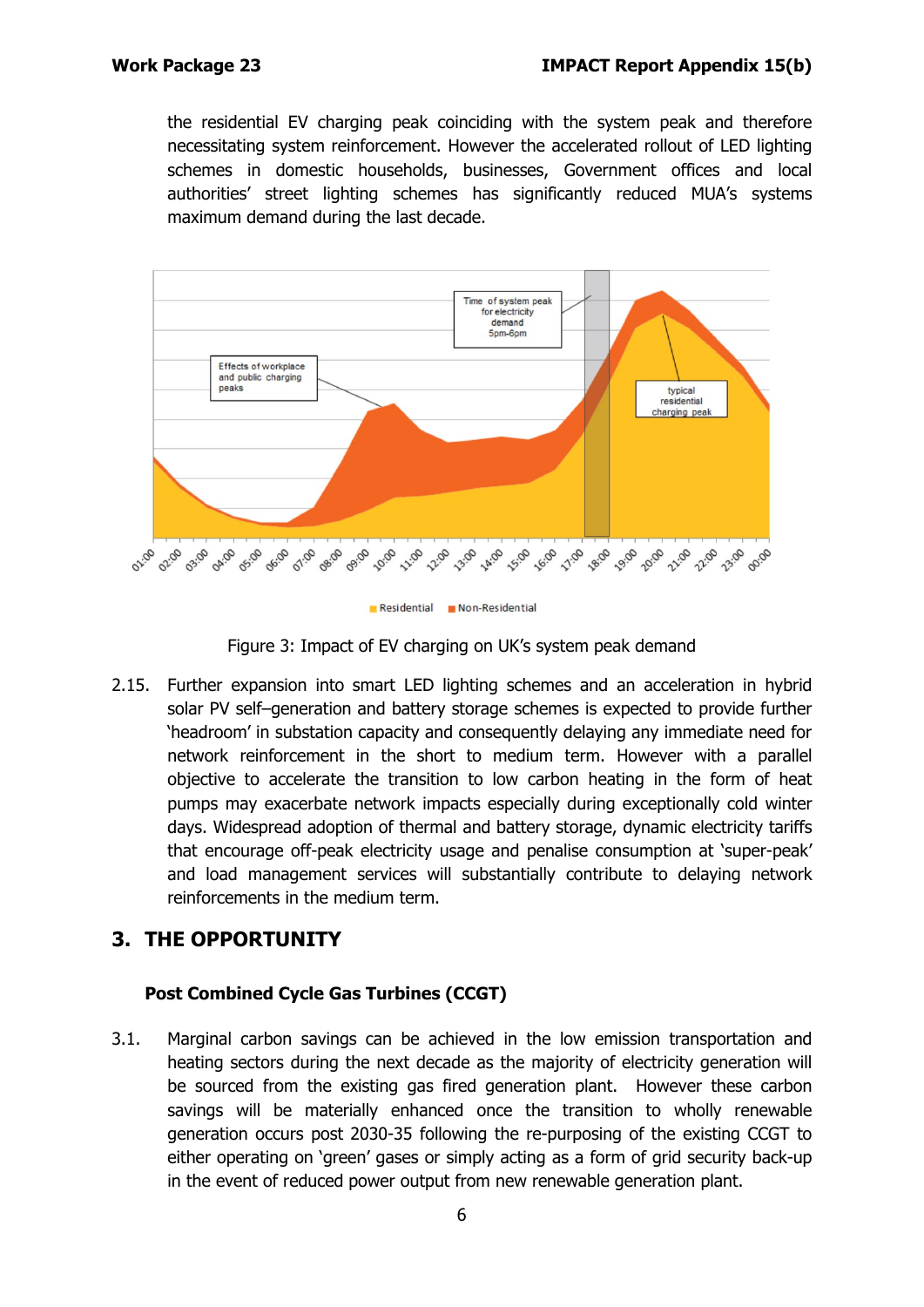the residential EV charging peak coinciding with the system peak and therefore necessitating system reinforcement. However the accelerated rollout of LED lighting schemes in domestic households, businesses, Government offices and local authorities' street lighting schemes has significantly reduced MUA's systems maximum demand during the last decade.

Figure 3: Impact of EV charging on UK's system peak demand

2.15. Further expansion into smart LED lighting schemes and an acceleration in hybrid solar PV self–generation and battery storage schemes is expected to provide further 'headroom' in substation capacity and consequently delaying any immediate need for network reinforcement in the short to medium term. However with a parallel objective to accelerate the transition to low carbon heating in the form of heat pumps may exacerbate network impacts especially during exceptionally cold winter days. Widespread adoption of thermal and battery storage, dynamic electricity tariffs that encourage off-peak electricity usage and penalise consumption at 'super-peak' and load management services will substantially contribute to delaying network reinforcements in the medium term.

## 3. THE OPPORTUNITY

### Post Combined Cycle Gas Turbines (CCGT)

3.1. Marginal carbon savings can be achieved in the low emission transportation and heating sectors during the next decade as the majority of electricity generation will be sourced from the existing gas fired generation plant. However these carbon savings will be materially enhanced once the transition to wholly renewable generation occurs post 2030-35 following the re-purposing of the existing CCGT to either operating on 'green' gases or simply acting as a form of grid security back-up in the event of reduced power output from new renewable generation plant.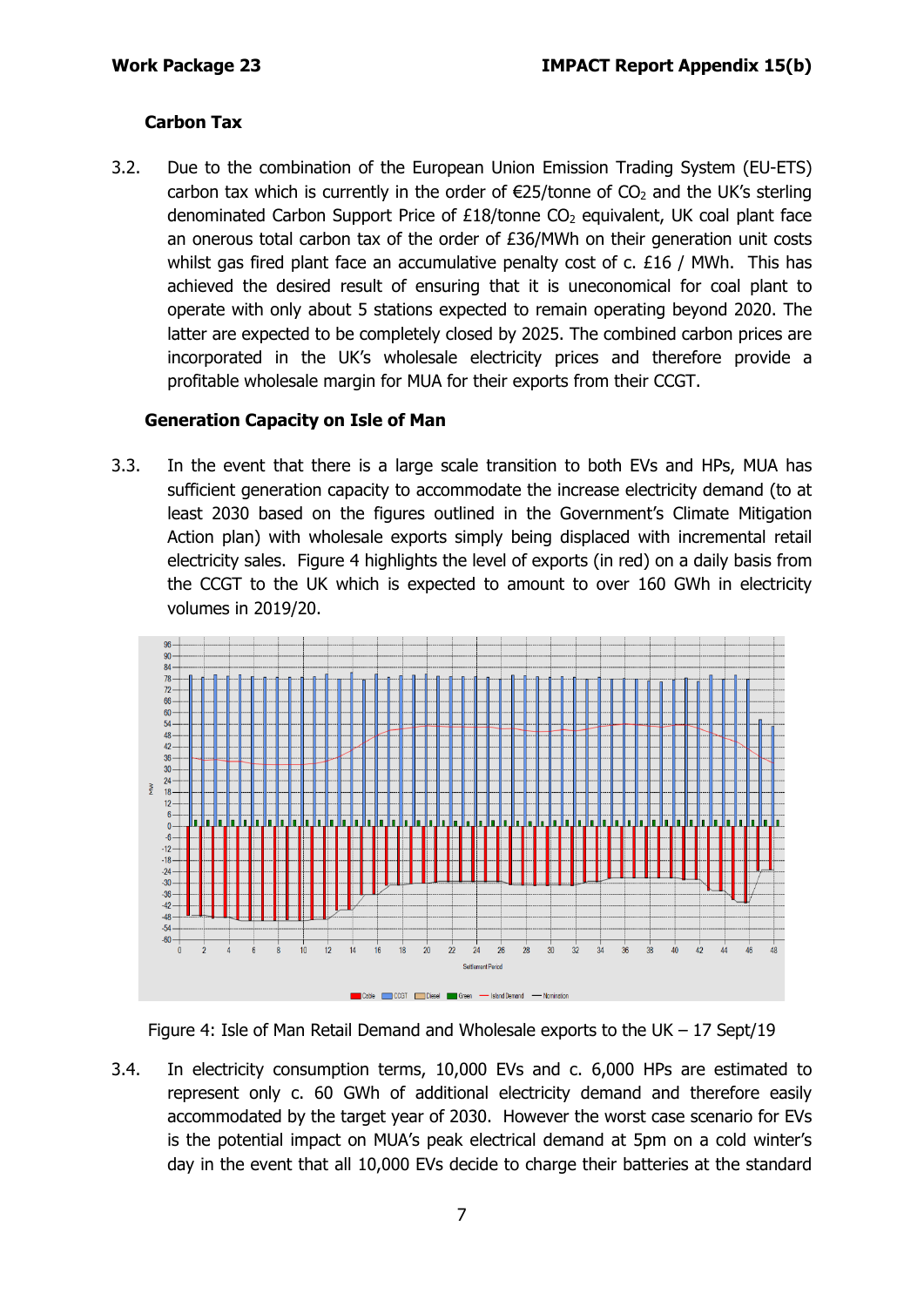**Carbon Tax**

3.2. Due to the combination of the European Union Emission Trading System (EU-ETS) carbon tax which is currently in the order of €25/tonne of $CO_2$ and the UK's sterling denominated Carbon Support Price of £18/tonne $CO_2$ equivalent, UK coal plant face an onerous total carbon tax of the order of £36/MWh on their generation unit costs whilst gas fired plant face an accumulative penalty cost of c. £16 / MWh. This has achieved the desired result of ensuring that it is uneconomical for coal plant to operate with only about 5 stations expected to remain operating beyond 2020. The latter are expected to be completely closed by 2025. The combined carbon prices are incorporated in the UK's wholesale electricity prices and therefore provide a profitable wholesale margin for MUA for their exports from their CCGT.

**Generation Capacity on Isle of Man**

3.3. In the event that there is a large scale transition to both EVs and HPs, MUA has sufficient generation capacity to accommodate the increase electricity demand (to at least 2030 based on the figures outlined in the Government's Climate Mitigation Action plan) with wholesale exports simply being displaced with incremental retail electricity sales. Figure 4 highlights the level of exports (in red) on a daily basis from the CCGT to the UK which is expected to amount to over 160 GWh in electricity volumes in 2019/20.

Figure 4: Isle of Man Retail Demand and Wholesale exports to the UK – 17 Sept/19

3.4. In electricity consumption terms, 10,000 EVs and c. 6,000 HPs are estimated to represent only c. 60 GWh of additional electricity demand and therefore easily accommodated by the target year of 2030. However the worst case scenario for EVs is the potential impact on MUA's peak electrical demand at 5pm on a cold winter's day in the event that all 10,000 EVs decide to charge their batteries at the standard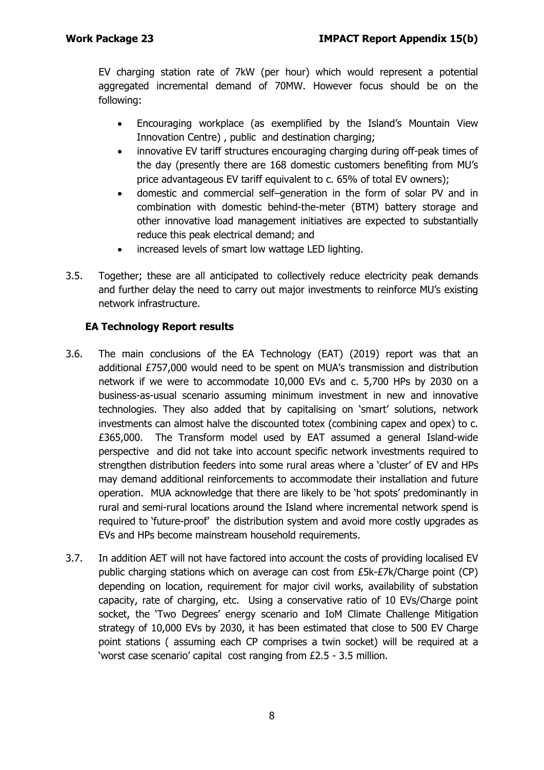EV charging station rate of 7kW (per hour) which would represent a potential aggregated incremental demand of 70MW. However focus should be on the following:

- Encouraging workplace (as exemplified by the Island's Mountain View Innovation Centre) , public and destination charging;
- innovative EV tariff structures encouraging charging during off-peak times of the day (presently there are 168 domestic customers benefiting from MU's price advantageous EV tariff equivalent to c. 65% of total EV owners);
- domestic and commercial self–generation in the form of solar PV and in combination with domestic behind-the-meter (BTM) battery storage and other innovative load management initiatives are expected to substantially reduce this peak electrical demand; and
- increased levels of smart low wattage LED lighting.

3.5. Together; these are all anticipated to collectively reduce electricity peak demands and further delay the need to carry out major investments to reinforce MU's existing network infrastructure.

### EA Technology Report results

3.6. The main conclusions of the EA Technology (EAT) (2019) report was that an additional £757,000 would need to be spent on MUA's transmission and distribution network if we were to accommodate 10,000 EVs and c. 5,700 HPs by 2030 on a business-as-usual scenario assuming minimum investment in new and innovative technologies. They also added that by capitalising on 'smart' solutions, network investments can almost halve the discounted totex (combining capex and opex) to c. £365,000. The Transform model used by EAT assumed a general Island-wide perspective and did not take into account specific network investments required to strengthen distribution feeders into some rural areas where a 'cluster' of EV and HPs may demand additional reinforcements to accommodate their installation and future operation. MUA acknowledge that there are likely to be 'hot spots' predominantly in rural and semi-rural locations around the Island where incremental network spend is required to 'future-proof' the distribution system and avoid more costly upgrades as EVs and HPs become mainstream household requirements.

3.7. In addition AET will not have factored into account the costs of providing localised EV public charging stations which on average can cost from £5k-£7k/Charge point (CP) depending on location, requirement for major civil works, availability of substation capacity, rate of charging, etc. Using a conservative ratio of 10 EVs/Charge point socket, the 'Two Degrees' energy scenario and IoM Climate Challenge Mitigation strategy of 10,000 EVs by 2030, it has been estimated that close to 500 EV Charge point stations ( assuming each CP comprises a twin socket) will be required at a 'worst case scenario' capital cost ranging from £2.5 - 3.5 million.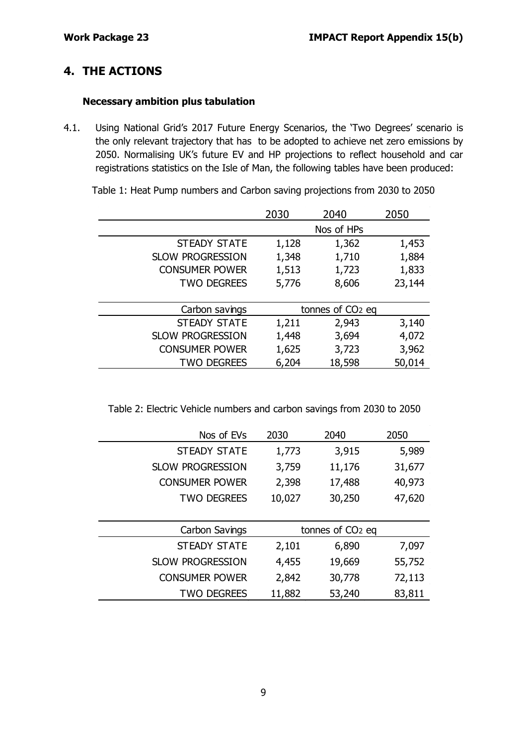## 4. THE ACTIONS

### Necessary ambition plus tabulation

4.1. Using National Grid's 2017 Future Energy Scenarios, the 'Two Degrees' scenario is the only relevant trajectory that has to be adopted to achieve net zero emissions by 2050. Normalising UK's future EV and HP projections to reflect household and car registrations statistics on the Isle of Man, the following tables have been produced:

Table 1: Heat Pump numbers and Carbon saving projections from 2030 to 2050

| | 2030 | 2040 | 2050 |
|---|---|---|---|
| | | Nos of HPs | |
| STEADY STATE | 1,128 | 1,362 | 1,453 |
| SLOW PROGRESSION | 1,348 | 1,710 | 1,884 |
| CONSUMER POWER | 1,513 | 1,723 | 1,833 |
| TWO DEGREES | 5,776 | 8,606 | 23,144 |
| Carbon savings | | tonnes of $CO_2$ eq | |
| STEADY STATE | 1,211 | 2,943 | 3,140 |
| SLOW PROGRESSION | 1,448 | 3,694 | 4,072 |
| CONSUMER POWER | 1,625 | 3,723 | 3,962 |
| TWO DEGREES | 6,204 | 18,598 | 50,014 |

Table 2: Electric Vehicle numbers and carbon savings from 2030 to 2050

| Nos of EVs | 2030 | 2040 | 2050 |
|---|---|---|---|
| STEADY STATE | 1,773 | 3,915 | 5,989 |
| SLOW PROGRESSION | 3,759 | 11,176 | 31,677 |
| CONSUMER POWER | 2,398 | 17,488 | 40,973 |
| TWO DEGREES | 10,027 | 30,250 | 47,620 |
| Carbon Savings | | tonnes of $CO_2$ eq | |
| STEADY STATE | 2,101 | 6,890 | 7,097 |
| SLOW PROGRESSION | 4,455 | 19,669 | 55,752 |
| CONSUMER POWER | 2,842 | 30,778 | 72,113 |
| TWO DEGREES | 11,882 | 53,240 | 83,811 |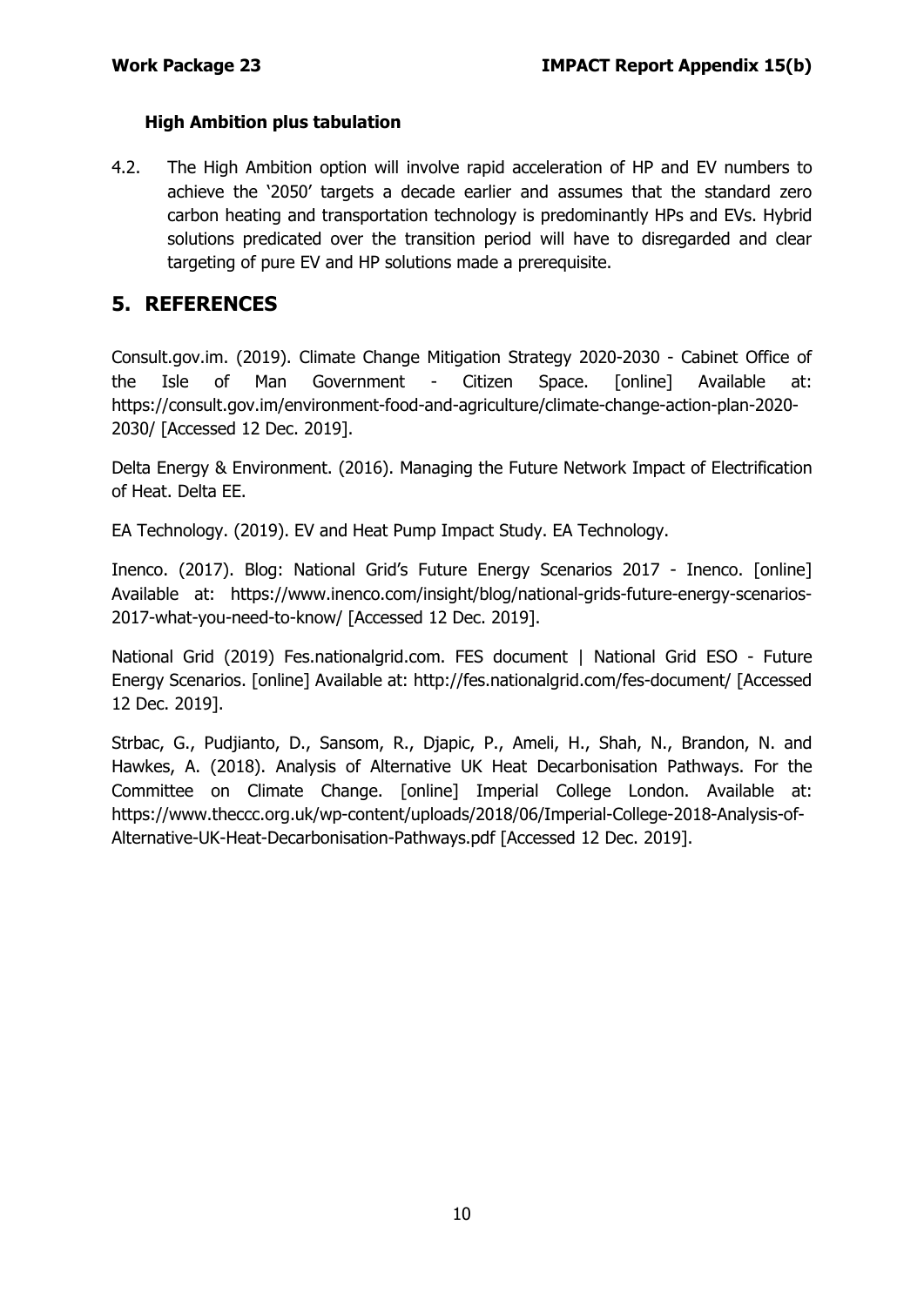### High Ambition plus tabulation

4.2. The High Ambition option will involve rapid acceleration of HP and EV numbers to achieve the '2050' targets a decade earlier and assumes that the standard zero carbon heating and transportation technology is predominantly HPs and EVs. Hybrid solutions predicated over the transition period will have to disregarded and clear targeting of pure EV and HP solutions made a prerequisite.

## 5. REFERENCES

Consult.gov.im. (2019). Climate Change Mitigation Strategy 2020-2030 - Cabinet Office of the Isle of Man Government - Citizen Space. [online] Available at: https://consult.gov.im/environment-food-and-agriculture/climate-change-action-plan-2020-2030/ [Accessed 12 Dec. 2019].

Delta Energy & Environment. (2016). Managing the Future Network Impact of Electrification of Heat. Delta EE.

EA Technology. (2019). EV and Heat Pump Impact Study. EA Technology.

Inenco. (2017). Blog: National Grid's Future Energy Scenarios 2017 - Inenco. [online] Available at: https://www.inenco.com/insight/blog/national-grids-future-energy-scenarios-2017-what-you-need-to-know/ [Accessed 12 Dec. 2019].

National Grid (2019) Fes.nationalgrid.com. FES document | National Grid ESO - Future Energy Scenarios. [online] Available at: http://fes.nationalgrid.com/fes-document/ [Accessed 12 Dec. 2019].

Strbac, G., Pudjianto, D., Sansom, R., Djapic, P., Ameli, H., Shah, N., Brandon, N. and Hawkes, A. (2018). Analysis of Alternative UK Heat Decarbonisation Pathways. For the Committee on Climate Change. [online] Imperial College London. Available at: https://www.theccc.org.uk/wp-content/uploads/2018/06/Imperial-College-2018-Analysis-of-Alternative-UK-Heat-Decarbonisation-Pathways.pdf [Accessed 12 Dec. 2019].